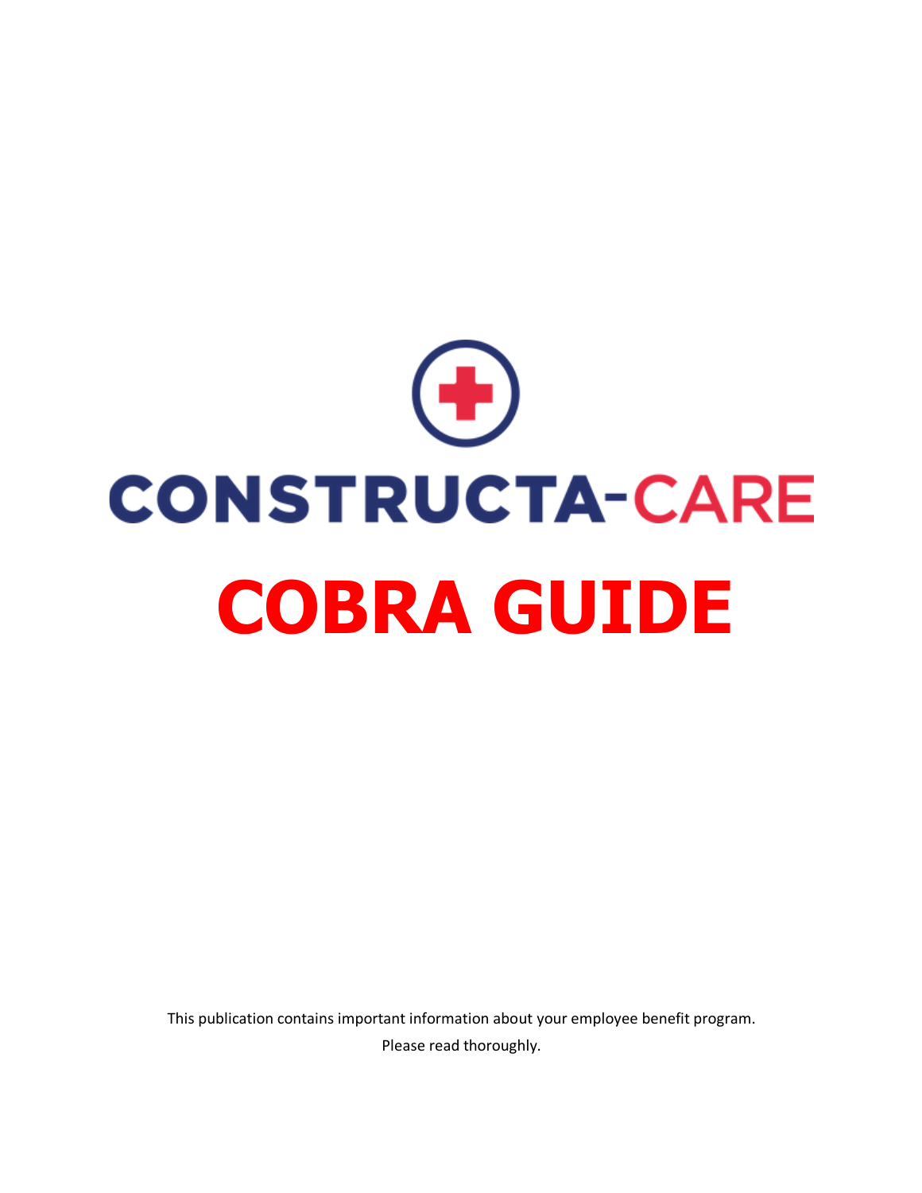# CONSTRUCTA-CARE

# COBRA GUIDE

This publication contains important information about your employee benefit program.

Please read thoroughly.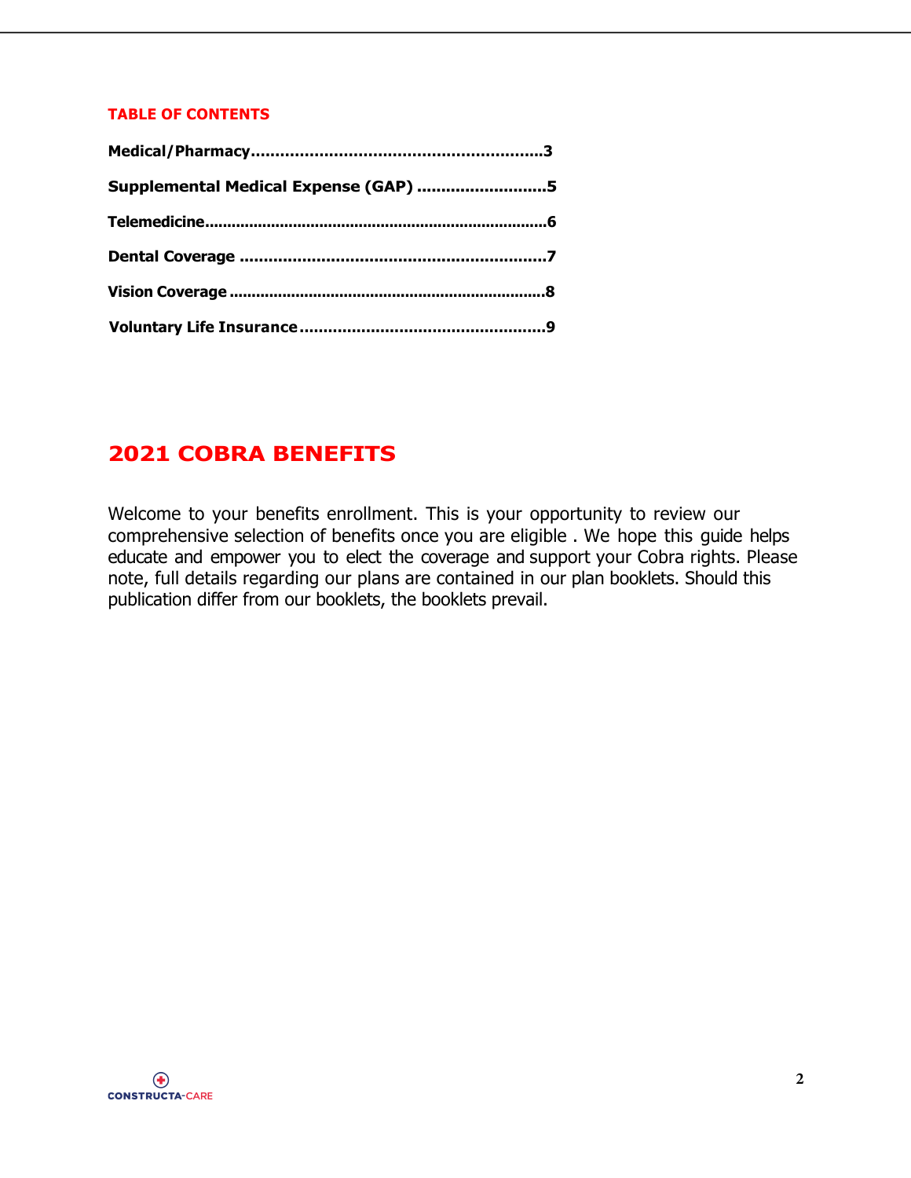## TABLE OF CONTENTS

**Medical/Pharmacy............................................................3**

**Supplemental Medical Expense (GAP) ...........................5**

**Telemedicine...........................................................................6**

**Dental Coverage ...............................................................7**

**Vision Coverage ......................................................................8**

**Voluntary Life Insurance...................................................9**

# 2021 COBRA BENEFITS

Welcome to your benefits enrollment. This is your opportunity to review our comprehensive selection of benefits once you are eligible . We hope this guide helps educate and empower you to elect the coverage and support your Cobra rights. Please note, full details regarding our plans are contained in our plan booklets. Should this publication differ from our booklets, the booklets prevail.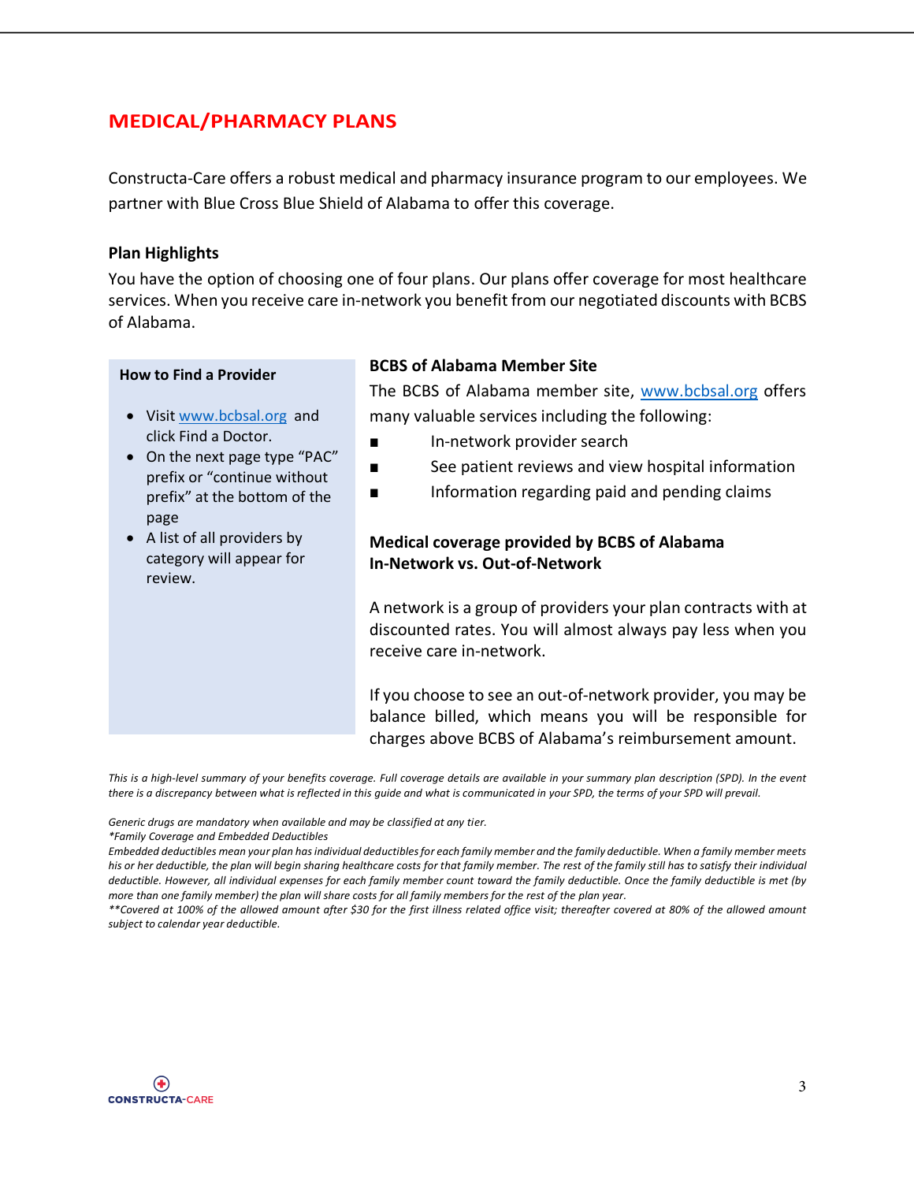# MEDICAL/PHARMACY PLANS

Constructa-Care offers a robust medical and pharmacy insurance program to our employees. We partner with Blue Cross Blue Shield of Alabama to offer this coverage.

### Plan Highlights

You have the option of choosing one of four plans. Our plans offer coverage for most healthcare services. When you receive care in-network you benefit from our negotiated discounts with BCBS of Alabama.

### How to Find a Provider

- Visit www.bcbsal.org and click Find a Doctor.
- On the next page type "PAC" prefix or "continue without prefix" at the bottom of the page
- A list of all providers by category will appear for review.

### BCBS of Alabama Member Site

The BCBS of Alabama member site, www.bcbsal.org offers many valuable services including the following:

- In-network provider search
- See patient reviews and view hospital information
- Information regarding paid and pending claims

### Medical coverage provided by BCBS of Alabama In-Network vs. Out-of-Network

A network is a group of providers your plan contracts with at discounted rates. You will almost always pay less when you receive care in-network.

If you choose to see an out-of-network provider, you may be balance billed, which means you will be responsible for charges above BCBS of Alabama's reimbursement amount.

*This is a high-level summary of your benefits coverage. Full coverage details are available in your summary plan description (SPD). In the event there is a discrepancy between what is reflected in this guide and what is communicated in your SPD, the terms of your SPD will prevail.*

*Generic drugs are mandatory when available and may be classified at any tier.*

*\*Family Coverage and Embedded Deductibles*

*Embedded deductibles mean your plan has individual deductibles for each family member and the family deductible. When a family member meets his or her deductible, the plan will begin sharing healthcare costs for that family member. The rest of the family still has to satisfy their individual deductible. However, all individual expenses for each family member count toward the family deductible. Once the family deductible is met (by more than one family member) the plan will share costs for all family members for the rest of the plan year.*

*\*\*Covered at 100% of the allowed amount after $30 for the first illness related office visit; thereafter covered at 80% of the allowed amount subject to calendar year deductible.*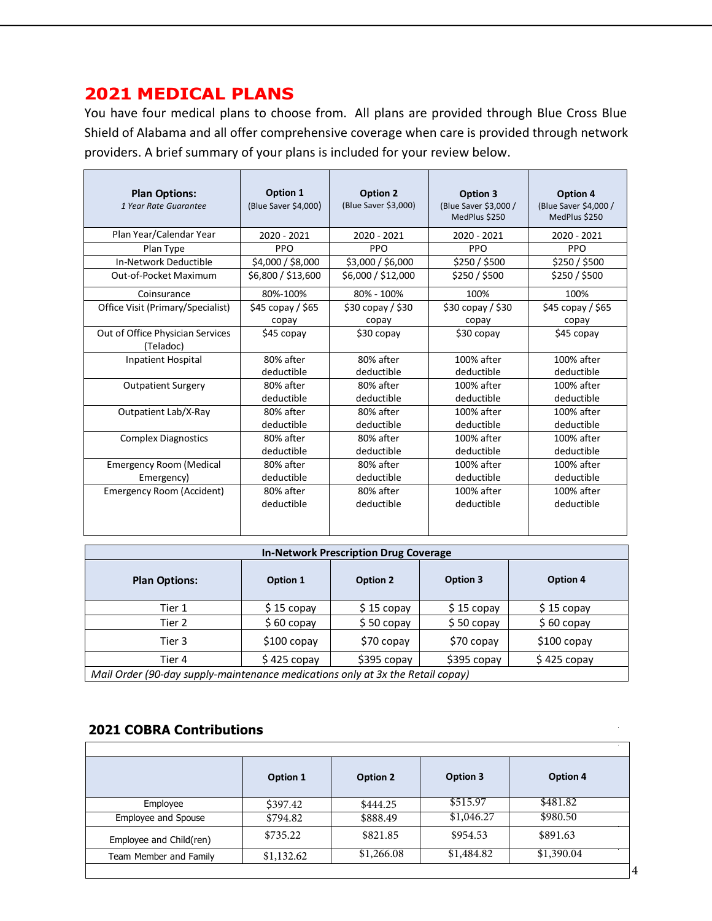# 2021 MEDICAL PLANS

You have four medical plans to choose from. All plans are provided through Blue Cross Blue Shield of Alabama and all offer comprehensive coverage when care is provided through network providers. A brief summary of your plans is included for your review below.

| **Plan Options:** *1 Year Rate Guarantee* | **Option 1** (Blue Saver $4,000) | **Option 2** (Blue Saver $3,000) | **Option 3** (Blue Saver $3,000 / MedPlus $250 | **Option 4** (Blue Saver $4,000 / MedPlus $250 |
|---|---|---|---|---|
| Plan Year/Calendar Year | 2020 - 2021 | 2020 - 2021 | 2020 - 2021 | 2020 - 2021 |
| Plan Type | PPO | PPO | PPO | PPO |
| In-Network Deductible | $4,000 / $8,000 | $3,000 / $6,000 | $250 / $500 | $250 / $500 |
| Out-of-Pocket Maximum | $6,800 / $13,600 | $6,000 / $12,000 | $250 / $500 | $250 / $500 |
| Coinsurance | 80%-100% | 80% - 100% | 100% | 100% |
| Office Visit (Primary/Specialist) | $45 copay / $65 copay | $30 copay / $30 copay | $30 copay / $30 copay | $45 copay / $65 copay |
| Out of Office Physician Services (Teladoc) | $45 copay | $30 copay | $30 copay | $45 copay |
| Inpatient Hospital | 80% after deductible | 80% after deductible | 100% after deductible | 100% after deductible |
| Outpatient Surgery | 80% after deductible | 80% after deductible | 100% after deductible | 100% after deductible |
| Outpatient Lab/X-Ray | 80% after deductible | 80% after deductible | 100% after deductible | 100% after deductible |
| Complex Diagnostics | 80% after deductible | 80% after deductible | 100% after deductible | 100% after deductible |
| Emergency Room (Medical Emergency) | 80% after deductible | 80% after deductible | 100% after deductible | 100% after deductible |
| Emergency Room (Accident) | 80% after deductible | 80% after deductible | 100% after deductible | 100% after deductible |

| **In-Network Prescription Drug Coverage** | | | | |
|---|---|---|---|---|
| **Plan Options:** | **Option 1** | **Option 2** | **Option 3** | **Option 4** |
| Tier 1 | $ 15 copay | $ 15 copay | $ 15 copay | $ 15 copay |
| Tier 2 | $ 60 copay | $ 50 copay | $ 50 copay | $ 60 copay |
| Tier 3 | $100 copay | $70 copay | $70 copay | $100 copay |
| Tier 4 | $ 425 copay | $395 copay | $395 copay | $ 425 copay |
| *Mail Order (90-day supply-maintenance medications only at 3x the Retail copay)* | | | | |

## 2021 COBRA Contributions

| | **Option 1** | **Option 2** | **Option 3** | **Option 4** |
|---|---|---|---|---|
| Employee | $397.42 | $444.25 | $515.97 | $481.82 |
| Employee and Spouse | $794.82 | $888.49 | $1,046.27 | $980.50 |
| Employee and Child(ren) | $735.22 | $821.85 | $954.53 | $891.63 |
| Team Member and Family | $1,132.62 | $1,266.08 | $1,484.82 | $1,390.04 |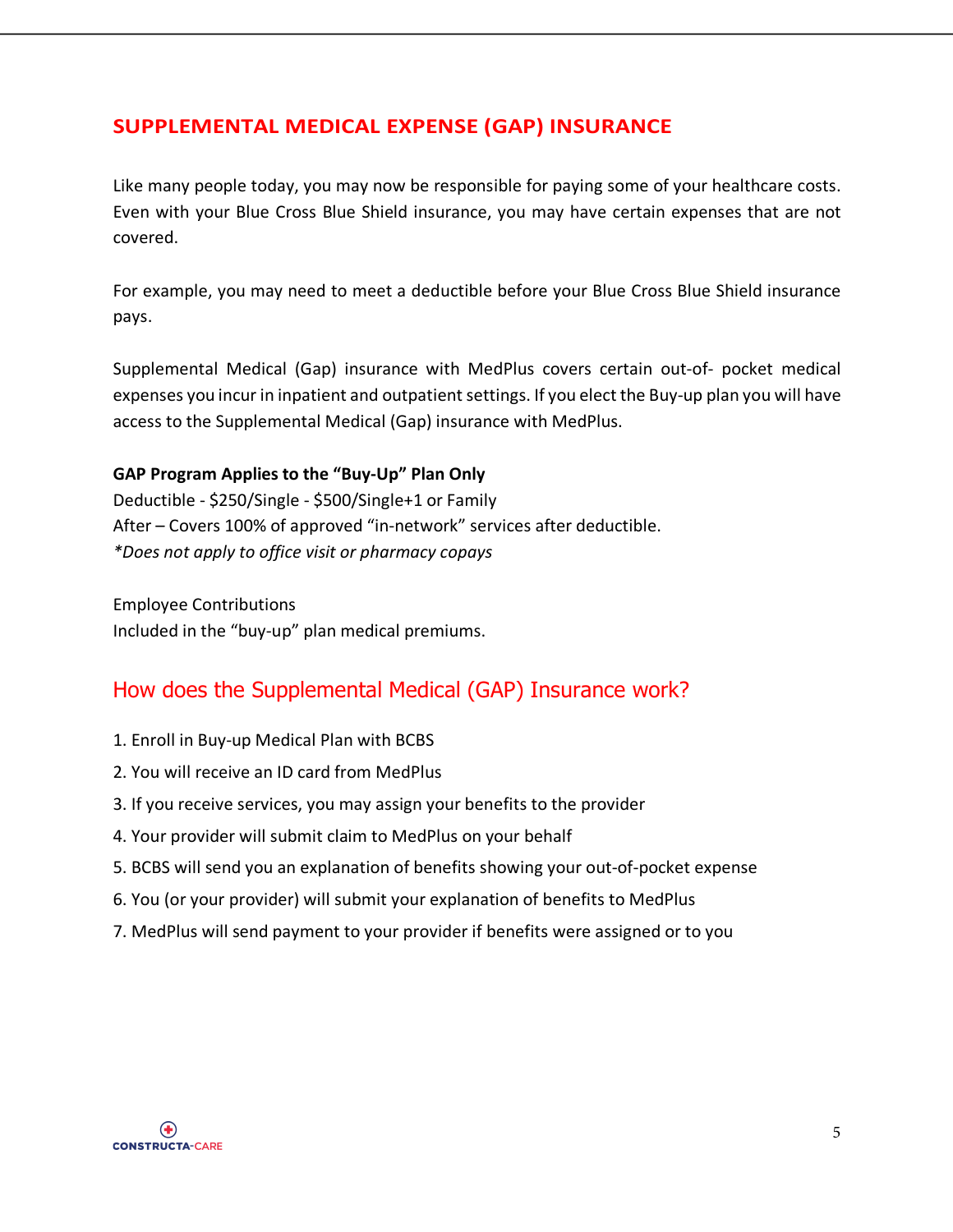## SUPPLEMENTAL MEDICAL EXPENSE (GAP) INSURANCE

Like many people today, you may now be responsible for paying some of your healthcare costs. Even with your Blue Cross Blue Shield insurance, you may have certain expenses that are not covered.

For example, you may need to meet a deductible before your Blue Cross Blue Shield insurance pays.

Supplemental Medical (Gap) insurance with MedPlus covers certain out-of- pocket medical expenses you incur in inpatient and outpatient settings. If you elect the Buy-up plan you will have access to the Supplemental Medical (Gap) insurance with MedPlus.

**GAP Program Applies to the "Buy-Up" Plan Only**
Deductible - $250/Single - $500/Single+1 or Family
After – Covers 100% of approved "in-network" services after deductible.
*\*Does not apply to office visit or pharmacy copays*

Employee Contributions
Included in the "buy-up" plan medical premiums.

## How does the Supplemental Medical (GAP) Insurance work?

1. Enroll in Buy-up Medical Plan with BCBS
2. You will receive an ID card from MedPlus
3. If you receive services, you may assign your benefits to the provider
4. Your provider will submit claim to MedPlus on your behalf
5. BCBS will send you an explanation of benefits showing your out-of-pocket expense
6. You (or your provider) will submit your explanation of benefits to MedPlus
7. MedPlus will send payment to your provider if benefits were assigned or to you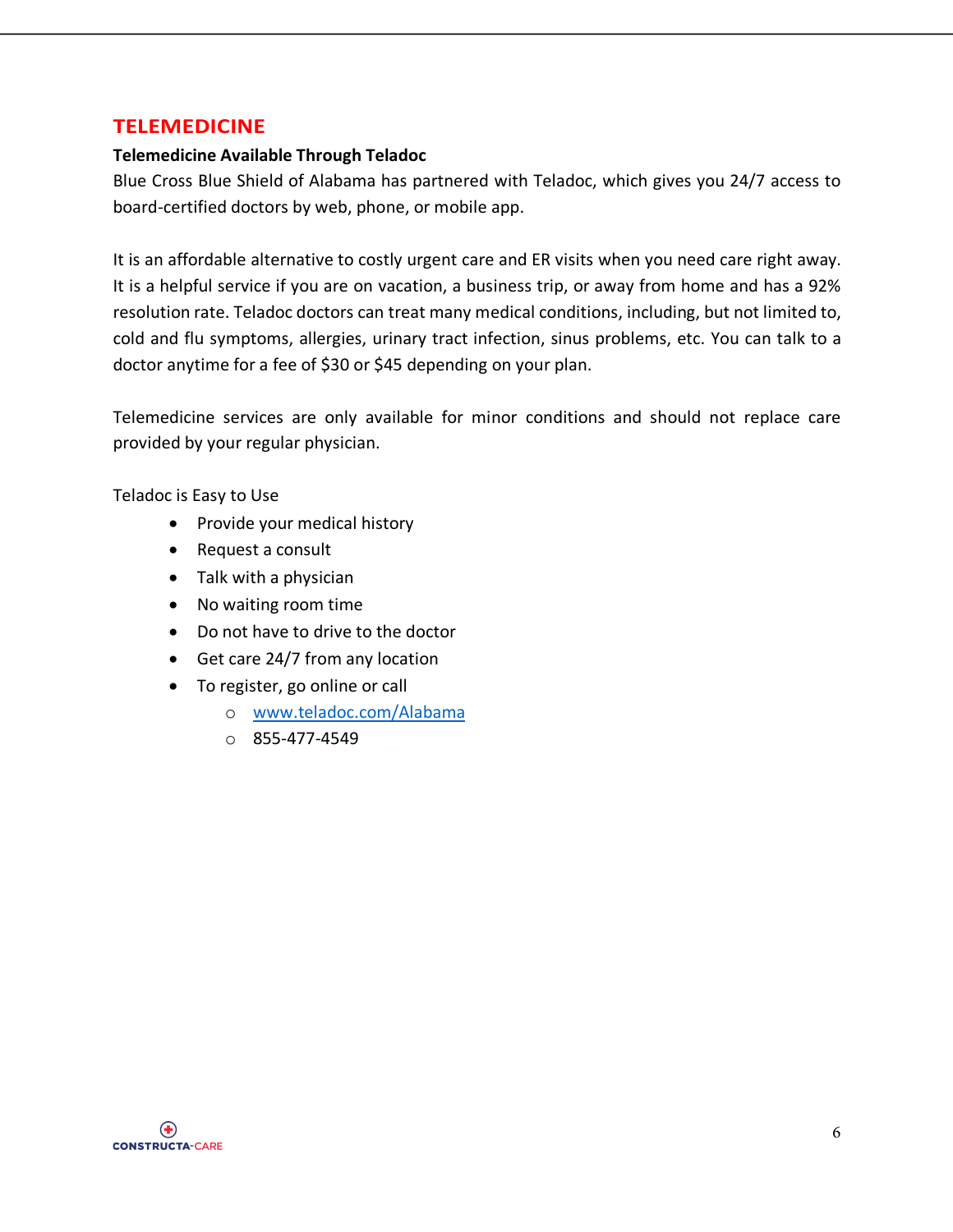## TELEMEDICINE

**Telemedicine Available Through Teladoc**

Blue Cross Blue Shield of Alabama has partnered with Teladoc, which gives you 24/7 access to board-certified doctors by web, phone, or mobile app.

It is an affordable alternative to costly urgent care and ER visits when you need care right away. It is a helpful service if you are on vacation, a business trip, or away from home and has a 92% resolution rate. Teladoc doctors can treat many medical conditions, including, but not limited to, cold and flu symptoms, allergies, urinary tract infection, sinus problems, etc. You can talk to a doctor anytime for a fee of $30 or $45 depending on your plan.

Telemedicine services are only available for minor conditions and should not replace care provided by your regular physician.

Teladoc is Easy to Use

- Provide your medical history
- Request a consult
- Talk with a physician
- No waiting room time
- Do not have to drive to the doctor
- Get care 24/7 from any location
- To register, go online or call
  - www.teladoc.com/Alabama
  - 855-477-4549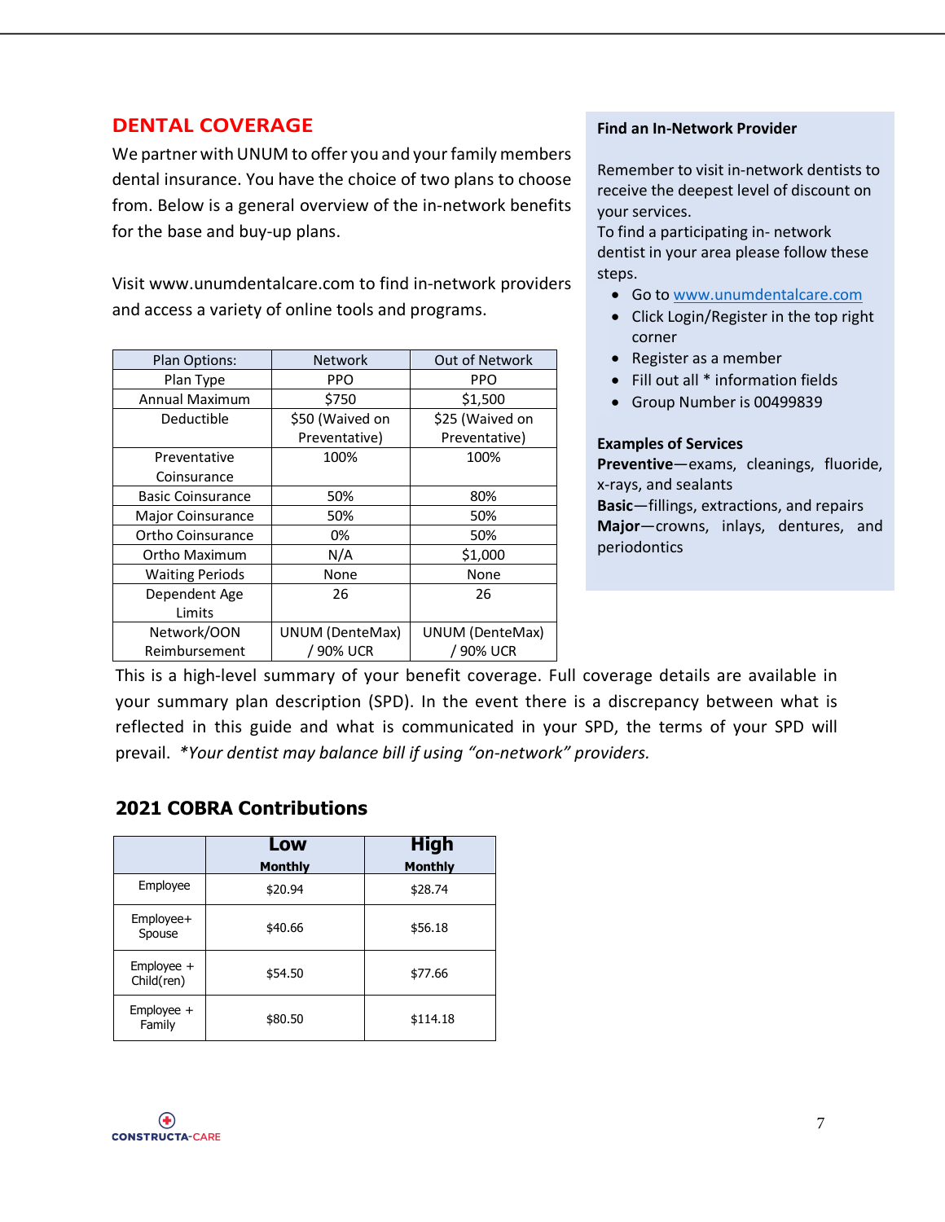## DENTAL COVERAGE

We partner with UNUM to offer you and your family members dental insurance. You have the choice of two plans to choose from. Below is a general overview of the in-network benefits for the base and buy-up plans.

Visit www.unumdentalcare.com to find in-network providers and access a variety of online tools and programs.

| Plan Options: | Network | Out of Network |
|---|---|---|
| Plan Type | PPO | PPO |
| Annual Maximum | $750 | $1,500 |
| Deductible | $50 (Waived on Preventative) | $25 (Waived on Preventative) |
| Preventative Coinsurance | 100% | 100% |
| Basic Coinsurance | 50% | 80% |
| Major Coinsurance | 50% | 50% |
| Ortho Coinsurance | 0% | 50% |
| Ortho Maximum | N/A | $1,000 |
| Waiting Periods | None | None |
| Dependent Age Limits | 26 | 26 |
| Network/OON Reimbursement | UNUM (DenteMax) / 90% UCR | UNUM (DenteMax) / 90% UCR |

This is a high-level summary of your benefit coverage. Full coverage details are available in your summary plan description (SPD). In the event there is a discrepancy between what is reflected in this guide and what is communicated in your SPD, the terms of your SPD will prevail. *Your dentist may balance bill if using "on-network" providers.*

**Find an In-Network Provider**

Remember to visit in-network dentists to receive the deepest level of discount on your services.
To find a participating in- network dentist in your area please follow these steps.

- Go to www.unumdentalcare.com
- Click Login/Register in the top right corner
- Register as a member
- Fill out all * information fields
- Group Number is 00499839

**Examples of Services**
**Preventive**—exams, cleanings, fluoride, x-rays, and sealants
**Basic**—fillings, extractions, and repairs
**Major**—crowns, inlays, dentures, and periodontics

### 2021 COBRA Contributions

| | Low Monthly | High Monthly |
|---|---|---|
| Employee | $20.94 | $28.74 |
| Employee+ Spouse | $40.66 | $56.18 |
| Employee + Child(ren) | $54.50 | $77.66 |
| Employee + Family | $80.50 | $114.18 |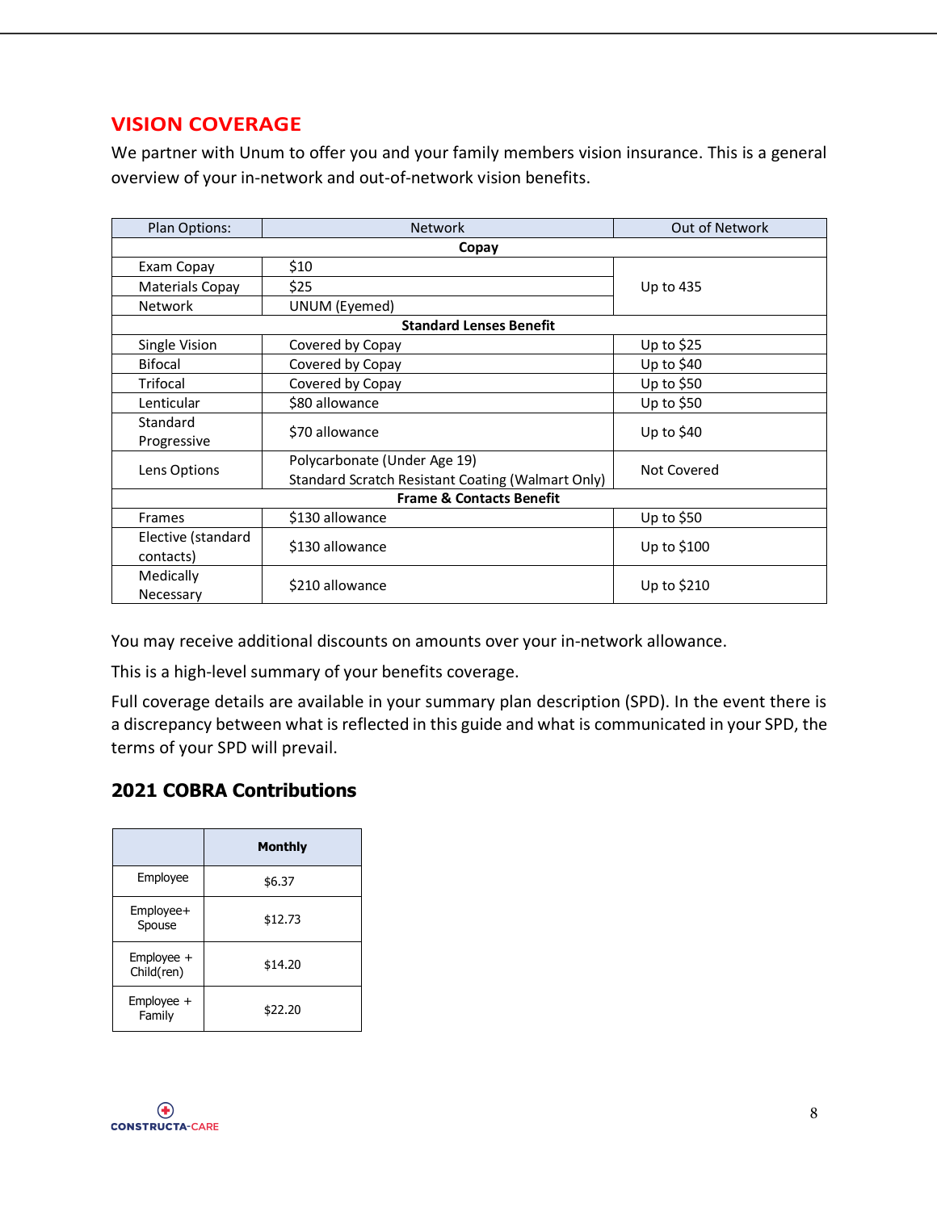## VISION COVERAGE

We partner with Unum to offer you and your family members vision insurance. This is a general overview of your in-network and out-of-network vision benefits.

| Plan Options: | Network | Out of Network |
|---|---|---|
| **Copay** | | |
| Exam Copay | $10 | Up to 435 |
| Materials Copay | $25 | |
| Network | UNUM (Eyemed) | |
| **Standard Lenses Benefit** | | |
| Single Vision | Covered by Copay | Up to $25 |
| Bifocal | Covered by Copay | Up to $40 |
| Trifocal | Covered by Copay | Up to $50 |
| Lenticular | $80 allowance | Up to $50 |
| Standard Progressive | $70 allowance | Up to $40 |
| Lens Options | Polycarbonate (Under Age 19) Standard Scratch Resistant Coating (Walmart Only) | Not Covered |
| **Frame & Contacts Benefit** | | |
| Frames | $130 allowance | Up to $50 |
| Elective (standard contacts) | $130 allowance | Up to $100 |
| Medically Necessary | $210 allowance | Up to $210 |

You may receive additional discounts on amounts over your in-network allowance.

This is a high-level summary of your benefits coverage.

Full coverage details are available in your summary plan description (SPD). In the event there is a discrepancy between what is reflected in this guide and what is communicated in your SPD, the terms of your SPD will prevail.

### 2021 COBRA Contributions

| | Monthly |
|---|---|
| Employee | $6.37 |
| Employee+ Spouse | $12.73 |
| Employee + Child(ren) | $14.20 |
| Employee + Family | $22.20 |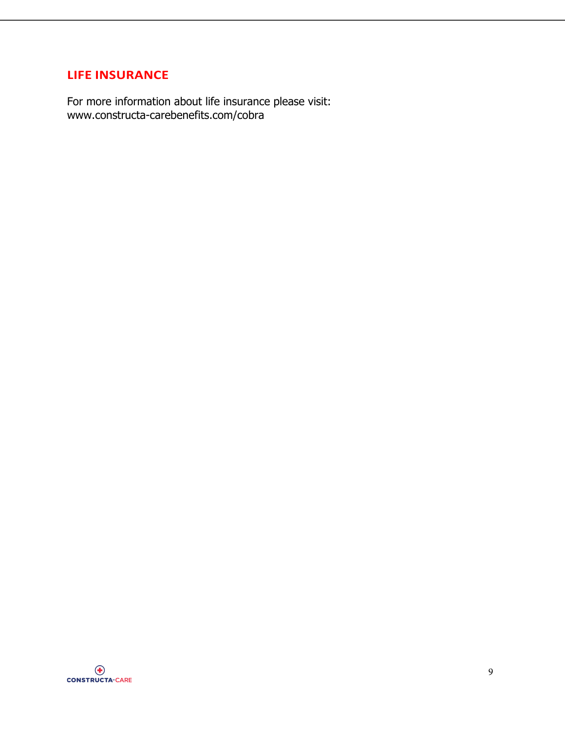## LIFE INSURANCE

For more information about life insurance please visit:
www.constructa-carebenefits.com/cobra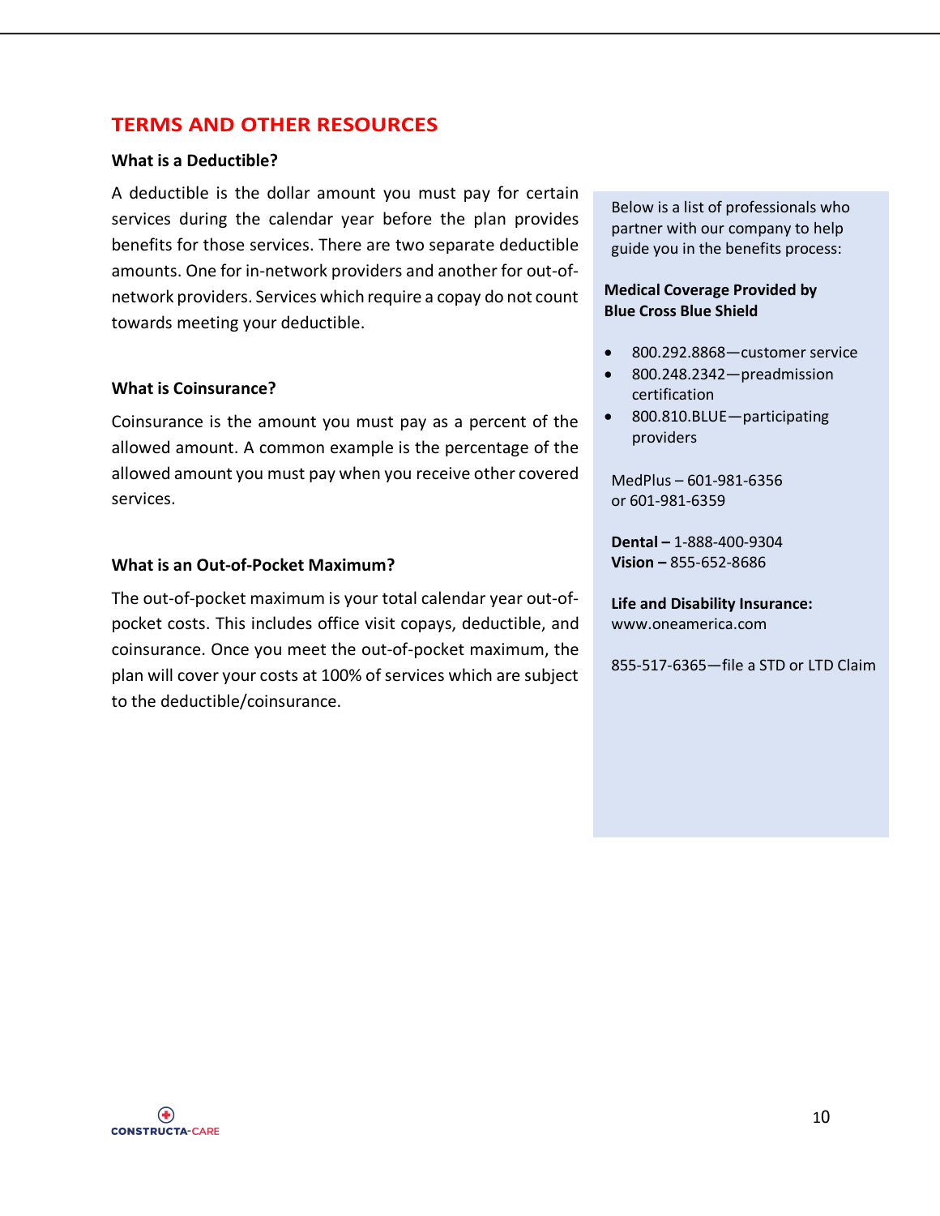## TERMS AND OTHER RESOURCES

### What is a Deductible?

A deductible is the dollar amount you must pay for certain services during the calendar year before the plan provides benefits for those services. There are two separate deductible amounts. One for in-network providers and another for out-of-network providers. Services which require a copay do not count towards meeting your deductible.

### What is Coinsurance?

Coinsurance is the amount you must pay as a percent of the allowed amount. A common example is the percentage of the allowed amount you must pay when you receive other covered services.

### What is an Out-of-Pocket Maximum?

The out-of-pocket maximum is your total calendar year out-of-pocket costs. This includes office visit copays, deductible, and coinsurance. Once you meet the out-of-pocket maximum, the plan will cover your costs at 100% of services which are subject to the deductible/coinsurance.

Below is a list of professionals who partner with our company to help guide you in the benefits process:

**Medical Coverage Provided by Blue Cross Blue Shield**

- 800.292.8868—customer service
- 800.248.2342—preadmission certification
- 800.810.BLUE—participating providers

MedPlus – 601-981-6356
or 601-981-6359

**Dental –** 1-888-400-9304
**Vision –** 855-652-8686

**Life and Disability Insurance:**
www.oneamerica.com

855-517-6365—file a STD or LTD Claim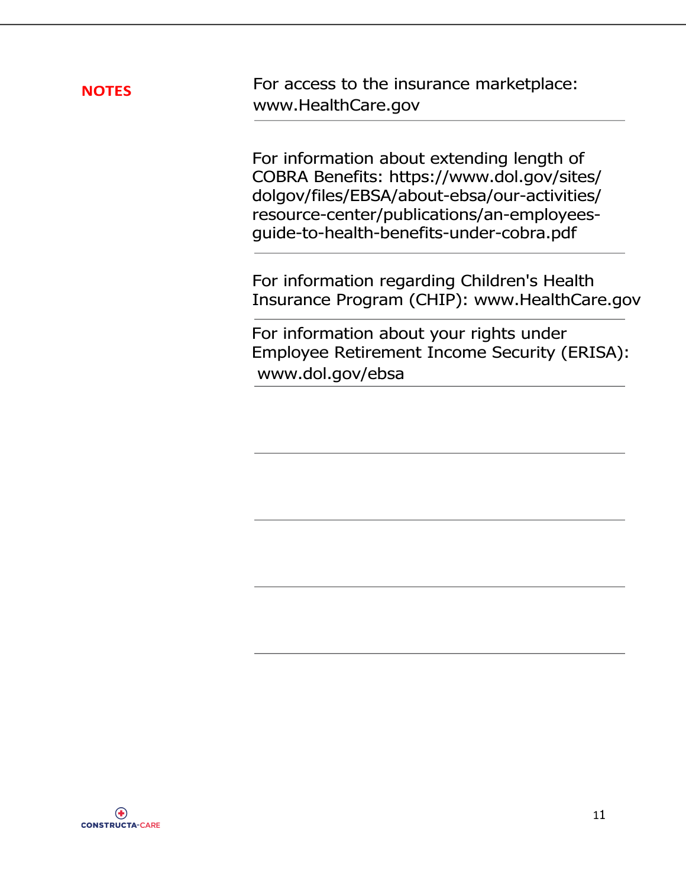**NOTES**

For access to the insurance marketplace: www.HealthCare.gov

For information about extending length of COBRA Benefits: https://www.dol.gov/sites/dolgov/files/EBSA/about-ebsa/our-activities/resource-center/publications/an-employees-guide-to-health-benefits-under-cobra.pdf

For information regarding Children's Health Insurance Program (CHIP): www.HealthCare.gov

For information about your rights under Employee Retirement Income Security (ERISA): www.dol.gov/ebsa